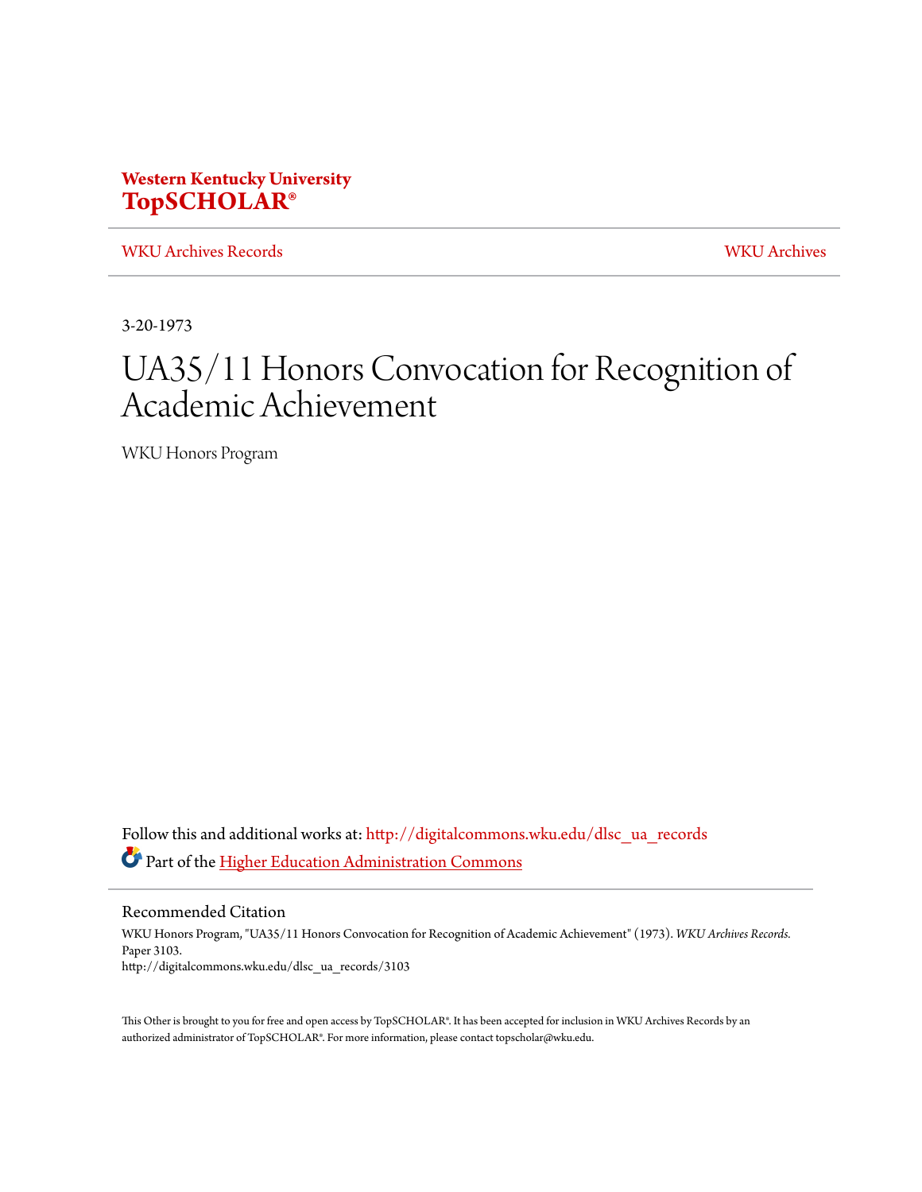Western Kentucky University
**TopSCHOLAR®**

WKU Archives Records | WKU Archives

3-20-1973

# UA35/11 Honors Convocation for Recognition of Academic Achievement

WKU Honors Program

Follow this and additional works at: http://digitalcommons.wku.edu/dlsc_ua_records

Part of the Higher Education Administration Commons

## Recommended Citation

WKU Honors Program, "UA35/11 Honors Convocation for Recognition of Academic Achievement" (1973). *WKU Archives Records.* Paper 3103.
http://digitalcommons.wku.edu/dlsc_ua_records/3103

This Other is brought to you for free and open access by TopSCHOLAR®. It has been accepted for inclusion in WKU Archives Records by an authorized administrator of TopSCHOLAR®. For more information, please contact topscholar@wku.edu.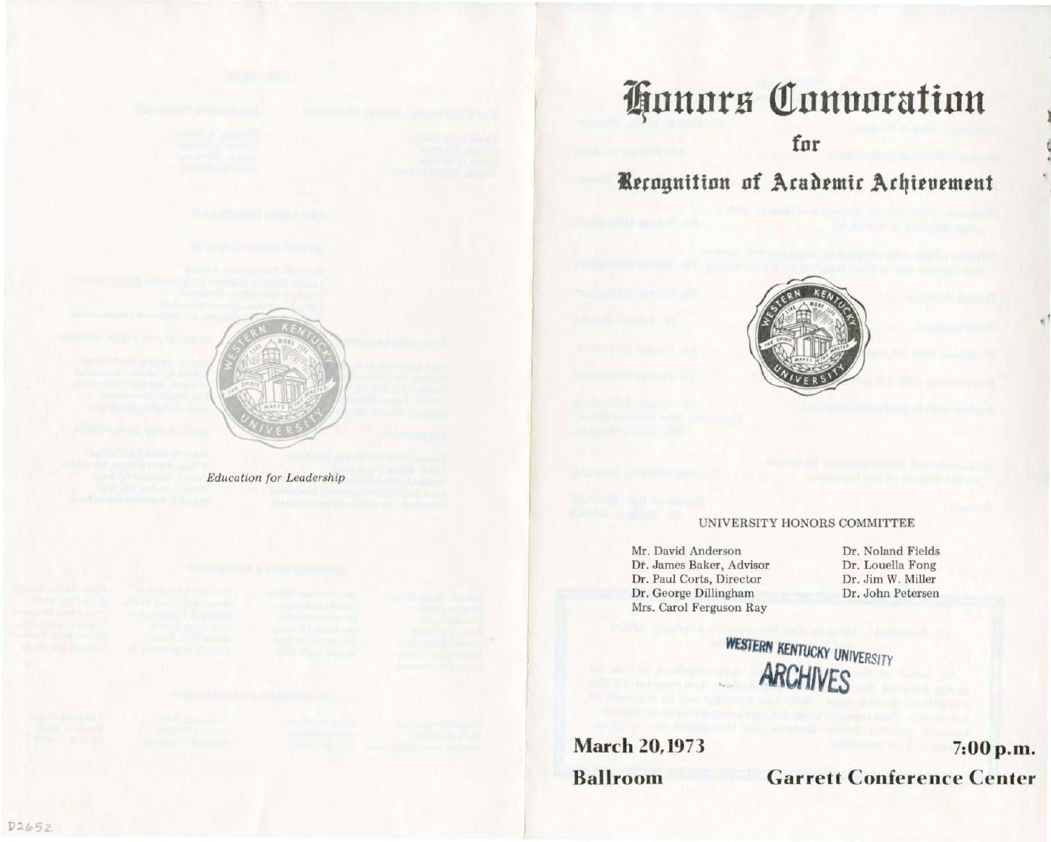*Education for Leadership*

# Honors Convocation

for

## Recognition of Academic Achievement

UNIVERSITY HONORS COMMITTEE

Mr. David Anderson
Dr. James Baker, Advisor
Dr. Paul Corts, Director
Dr. George Dillingham
Mrs. Carol Ferguson Ray

Dr. Noland Fields
Dr. Louella Fong
Dr. Jim W. Miller
Dr. John Petersen

WESTERN KENTUCKY UNIVERSITY
ARCHIVES

**March 20, 1973** **7:00 p.m.**

**Ballroom** **Garrett Conference Center**

D2652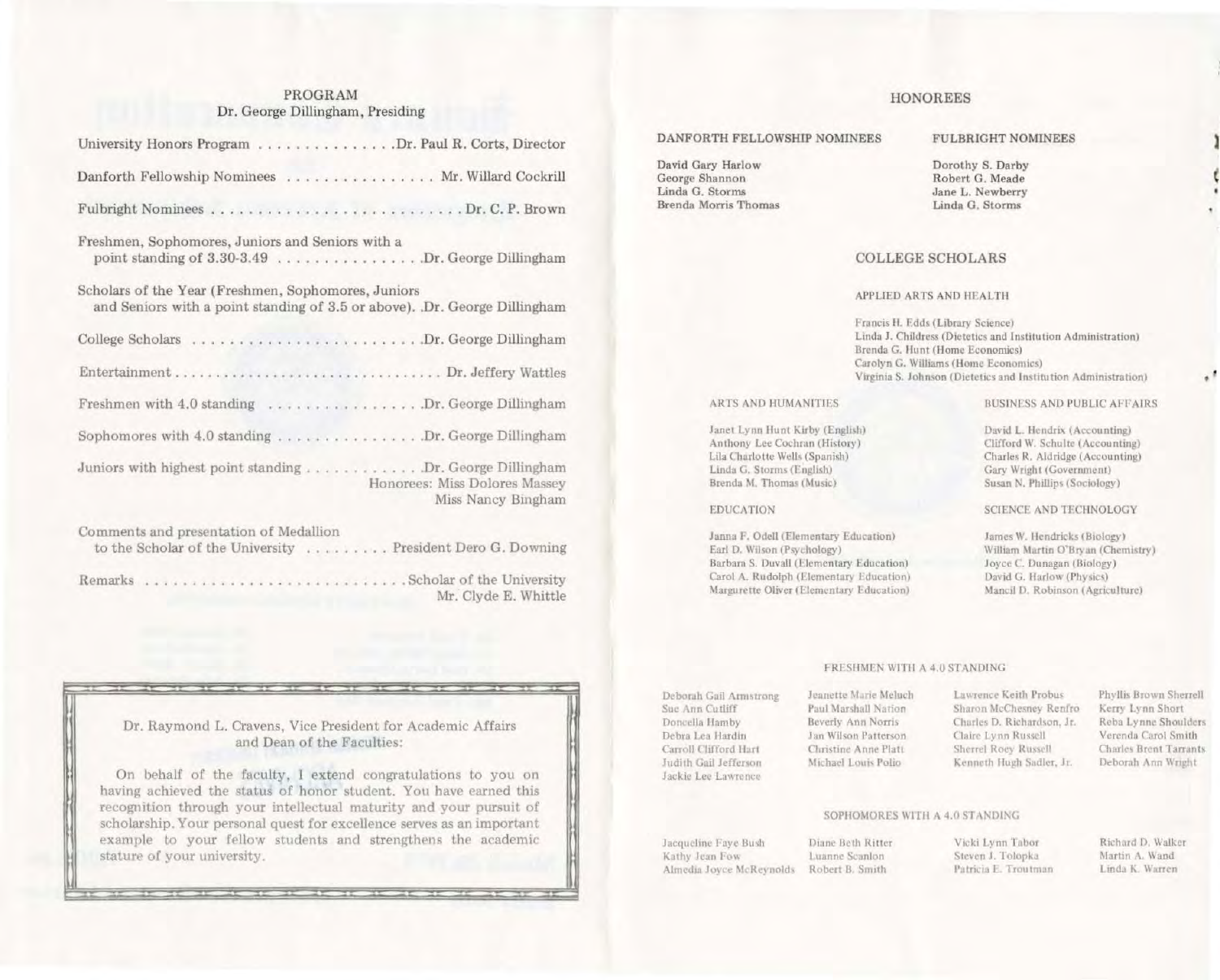## PROGRAM

Dr. George Dillingham, Presiding

University Honors Program ............... Dr. Paul R. Corts, Director

Danforth Fellowship Nominees ................ Mr. Willard Cockrill

Fulbright Nominees ........................... Dr. C. P. Brown

Freshmen, Sophomores, Juniors and Seniors with a point standing of 3.30-3.49 ................ Dr. George Dillingham

Scholars of the Year (Freshmen, Sophomores, Juniors and Seniors with a point standing of 3.5 or above). Dr. George Dillingham

College Scholars ......................... Dr. George Dillingham

Entertainment ................................ Dr. Jeffery Wattles

Freshmen with 4.0 standing ................. Dr. George Dillingham

Sophomores with 4.0 standing ............... Dr. George Dillingham

Juniors with highest point standing ............. Dr. George Dillingham
Honorees: Miss Dolores Massey
Miss Nancy Bingham

Comments and presentation of Medallion to the Scholar of the University ......... President Dero G. Downing

Remarks ............................ Scholar of the University
Mr. Clyde E. Whittle

Dr. Raymond L. Cravens, Vice President for Academic Affairs and Dean of the Faculties:

On behalf of the faculty, I extend congratulations to you on having achieved the status of honor student. You have earned this recognition through your intellectual maturity and your pursuit of scholarship. Your personal quest for excellence serves as an important example to your fellow students and strengthens the academic stature of your university.

## HONOREES

### DANFORTH FELLOWSHIP NOMINEES

David Gary Harlow
George Shannon
Linda G. Storms
Brenda Morris Thomas

### FULBRIGHT NOMINEES

Dorothy S. Darby
Robert G. Meade
Jane L. Newberry
Linda G. Storms

## COLLEGE SCHOLARS

### APPLIED ARTS AND HEALTH

Francis H. Edds (Library Science)
Linda J. Childress (Dietetics and Institution Administration)
Brenda G. Hunt (Home Economics)
Carolyn G. Williams (Home Economics)
Virginia S. Johnson (Dietetics and Institution Administration)

### ARTS AND HUMANITIES

Janet Lynn Hunt Kirby (English)
Anthony Lee Cochran (History)
Lila Charlotte Wells (Spanish)
Linda G. Storms (English)
Brenda M. Thomas (Music)

### BUSINESS AND PUBLIC AFFAIRS

David L. Hendrix (Accounting)
Clifford W. Schulte (Accounting)
Charles R. Aldridge (Accounting)
Gary Wright (Government)
Susan N. Phillips (Sociology)

### EDUCATION

Janna F. Odell (Elementary Education)
Earl D. Wilson (Psychology)
Barbara S. Duvall (Elementary Education)
Carol A. Rudolph (Elementary Education)
Margurette Oliver (Elementary Education)

### SCIENCE AND TECHNOLOGY

James W. Hendricks (Biology)
William Martin O'Bryan (Chemistry)
Joyce C. Dunagan (Biology)
David G. Harlow (Physics)
Mancil D. Robinson (Agriculture)

### FRESHMEN WITH A 4.0 STANDING

Deborah Gail Armstrong
Sue Ann Cutliff
Doncella Hamby
Debra Lea Hardin
Carroll Clifford Hart
Judith Gail Jefferson
Jackie Lee Lawrence
Jeanette Marie Meluch
Paul Marshall Nation
Beverly Ann Norris
Jan Wilson Patterson
Christine Anne Platt
Michael Louis Polio
Lawrence Keith Probus
Sharon McChesney Renfro
Charles D. Richardson, Jr.
Claire Lynn Russell
Sherrel Rocy Russell
Kenneth Hugh Sadler, Jr.
Phyllis Brown Sherrell
Kerry Lynn Short
Reba Lynne Shoulders
Verenda Carol Smith
Charles Brent Tarrants
Deborah Ann Wright

### SOPHOMORES WITH A 4.0 STANDING

Jacqueline Faye Bush
Kathy Jean Fow
Almedia Joyce McReynolds
Diane Beth Ritter
Luanne Scanlon
Robert B. Smith
Vicki Lynn Tabor
Steven J. Tolopka
Patricia E. Troutman
Richard D. Walker
Martin A. Wand
Linda K. Warren